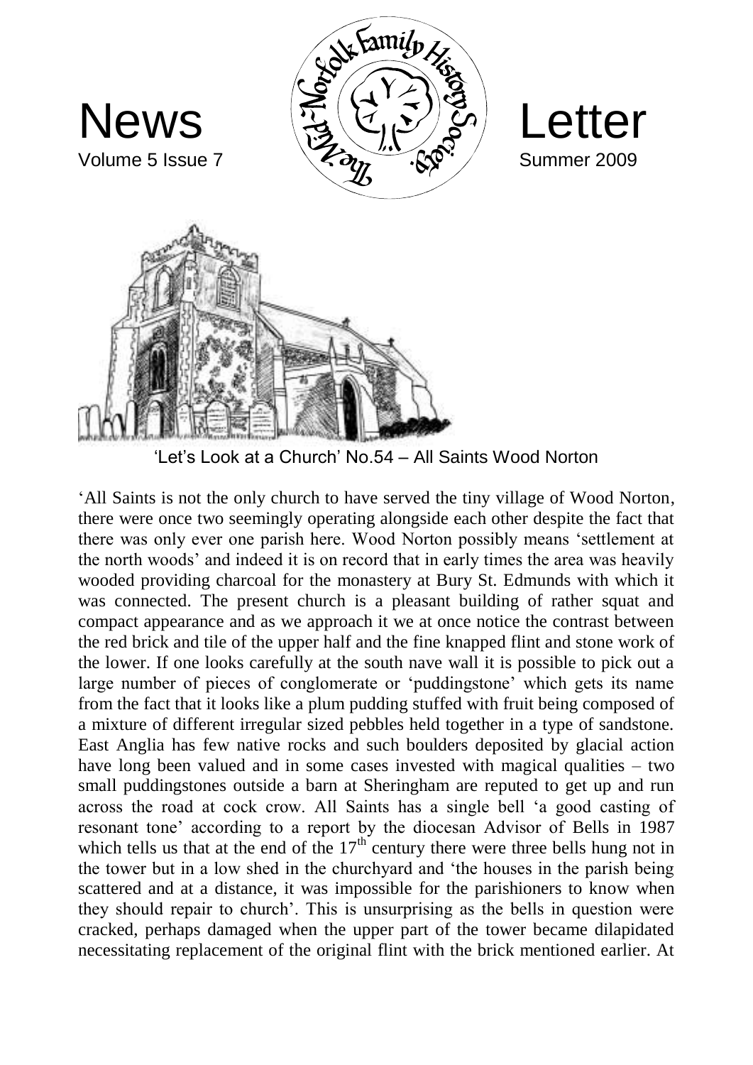# News Letter

Volume 5 Issue 7 — Summer 2009

'Let's Look at a Church' No.54 – All Saints Wood Norton

'All Saints is not the only church to have served the tiny village of Wood Norton, there were once two seemingly operating alongside each other despite the fact that there was only ever one parish here. Wood Norton possibly means 'settlement at the north woods' and indeed it is on record that in early times the area was heavily wooded providing charcoal for the monastery at Bury St. Edmunds with which it was connected. The present church is a pleasant building of rather squat and compact appearance and as we approach it we at once notice the contrast between the red brick and tile of the upper half and the fine knapped flint and stone work of the lower. If one looks carefully at the south nave wall it is possible to pick out a large number of pieces of conglomerate or 'puddingstone' which gets its name from the fact that it looks like a plum pudding stuffed with fruit being composed of a mixture of different irregular sized pebbles held together in a type of sandstone. East Anglia has few native rocks and such boulders deposited by glacial action have long been valued and in some cases invested with magical qualities – two small puddingstones outside a barn at Sheringham are reputed to get up and run across the road at cock crow. All Saints has a single bell 'a good casting of resonant tone' according to a report by the diocesan Advisor of Bells in 1987 which tells us that at the end of the 17th century there were three bells hung not in the tower but in a low shed in the churchyard and 'the houses in the parish being scattered and at a distance, it was impossible for the parishioners to know when they should repair to church'. This is unsurprising as the bells in question were cracked, perhaps damaged when the upper part of the tower became dilapidated necessitating replacement of the original flint with the brick mentioned earlier. At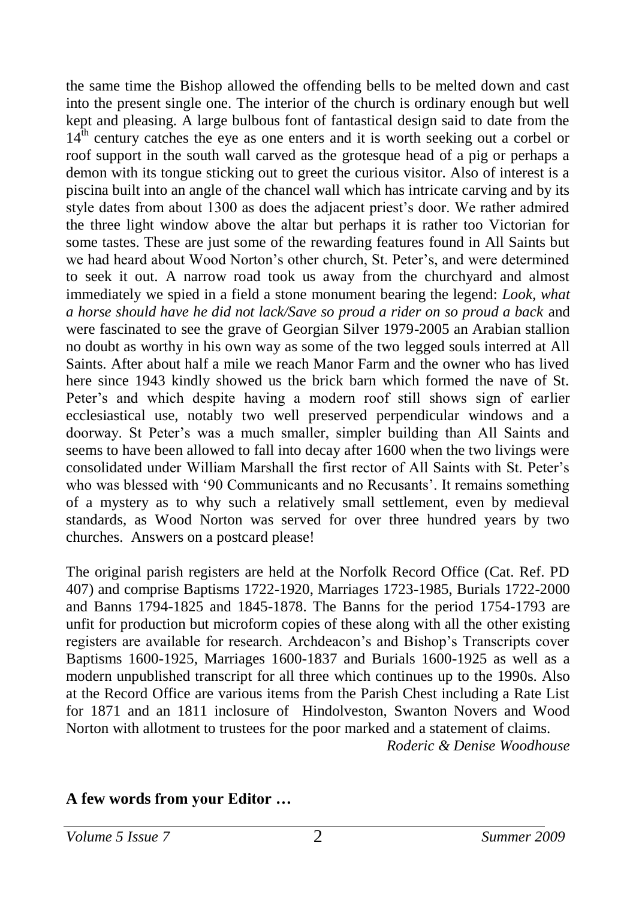the same time the Bishop allowed the offending bells to be melted down and cast into the present single one. The interior of the church is ordinary enough but well kept and pleasing. A large bulbous font of fantastical design said to date from the 14th century catches the eye as one enters and it is worth seeking out a corbel or roof support in the south wall carved as the grotesque head of a pig or perhaps a demon with its tongue sticking out to greet the curious visitor. Also of interest is a piscina built into an angle of the chancel wall which has intricate carving and by its style dates from about 1300 as does the adjacent priest's door. We rather admired the three light window above the altar but perhaps it is rather too Victorian for some tastes. These are just some of the rewarding features found in All Saints but we had heard about Wood Norton's other church, St. Peter's, and were determined to seek it out. A narrow road took us away from the churchyard and almost immediately we spied in a field a stone monument bearing the legend: *Look, what a horse should have he did not lack/Save so proud a rider on so proud a back* and were fascinated to see the grave of Georgian Silver 1979-2005 an Arabian stallion no doubt as worthy in his own way as some of the two legged souls interred at All Saints. After about half a mile we reach Manor Farm and the owner who has lived here since 1943 kindly showed us the brick barn which formed the nave of St. Peter's and which despite having a modern roof still shows sign of earlier ecclesiastical use, notably two well preserved perpendicular windows and a doorway. St Peter's was a much smaller, simpler building than All Saints and seems to have been allowed to fall into decay after 1600 when the two livings were consolidated under William Marshall the first rector of All Saints with St. Peter's who was blessed with '90 Communicants and no Recusants'. It remains something of a mystery as to why such a relatively small settlement, even by medieval standards, as Wood Norton was served for over three hundred years by two churches. Answers on a postcard please!

The original parish registers are held at the Norfolk Record Office (Cat. Ref. PD 407) and comprise Baptisms 1722-1920, Marriages 1723-1985, Burials 1722-2000 and Banns 1794-1825 and 1845-1878. The Banns for the period 1754-1793 are unfit for production but microform copies of these along with all the other existing registers are available for research. Archdeacon's and Bishop's Transcripts cover Baptisms 1600-1925, Marriages 1600-1837 and Burials 1600-1925 as well as a modern unpublished transcript for all three which continues up to the 1990s. Also at the Record Office are various items from the Parish Chest including a Rate List for 1871 and an 1811 inclosure of Hindolveston, Swanton Novers and Wood Norton with allotment to trustees for the poor marked and a statement of claims.

*Roderic & Denise Woodhouse*

**A few words from your Editor …**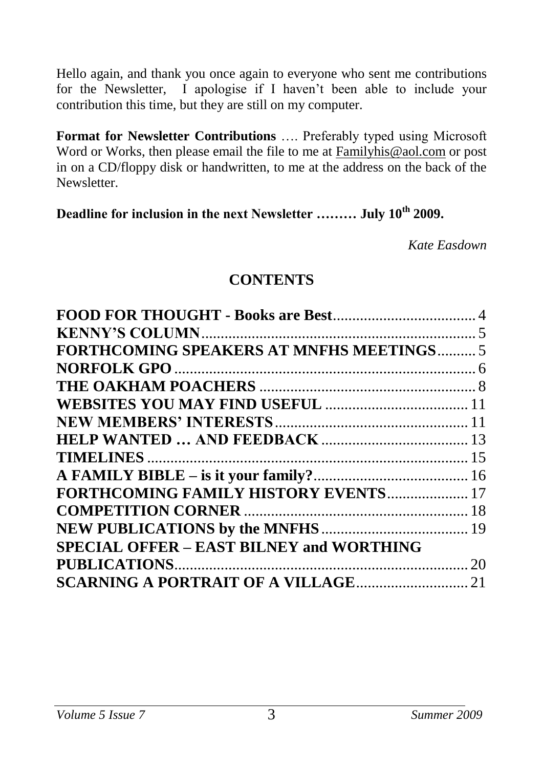Hello again, and thank you once again to everyone who sent me contributions for the Newsletter, I apologise if I haven't been able to include your contribution this time, but they are still on my computer.

**Format for Newsletter Contributions** …. Preferably typed using Microsoft Word or Works, then please email the file to me at Familyhis@aol.com or post in on a CD/floppy disk or handwritten, to me at the address on the back of the Newsletter.

**Deadline for inclusion in the next Newsletter ……… July 10th 2009.**

*Kate Easdown*

## CONTENTS

| | |
|---|---|
| **FOOD FOR THOUGHT - Books are Best** | 4 |
| **KENNY'S COLUMN** | 5 |
| **FORTHCOMING SPEAKERS AT MNFHS MEETINGS** | 5 |
| **NORFOLK GPO** | 6 |
| **THE OAKHAM POACHERS** | 8 |
| **WEBSITES YOU MAY FIND USEFUL** | 11 |
| **NEW MEMBERS' INTERESTS** | 11 |
| **HELP WANTED … AND FEEDBACK** | 13 |
| **TIMELINES** | 15 |
| **A FAMILY BIBLE – is it your family?** | 16 |
| **FORTHCOMING FAMILY HISTORY EVENTS** | 17 |
| **COMPETITION CORNER** | 18 |
| **NEW PUBLICATIONS by the MNFHS** | 19 |
| **SPECIAL OFFER – EAST BILNEY and WORTHING PUBLICATIONS** | 20 |
| **SCARNING A PORTRAIT OF A VILLAGE** | 21 |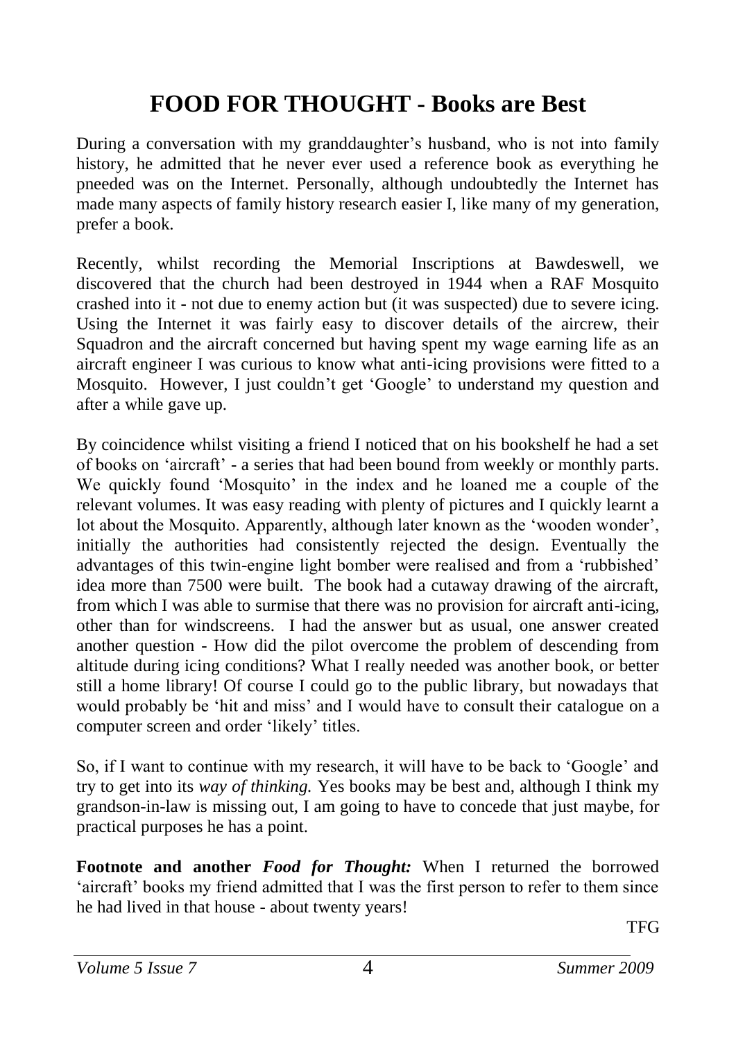# FOOD FOR THOUGHT - Books are Best

During a conversation with my granddaughter's husband, who is not into family history, he admitted that he never ever used a reference book as everything he pneeded was on the Internet. Personally, although undoubtedly the Internet has made many aspects of family history research easier I, like many of my generation, prefer a book.

Recently, whilst recording the Memorial Inscriptions at Bawdeswell, we discovered that the church had been destroyed in 1944 when a RAF Mosquito crashed into it - not due to enemy action but (it was suspected) due to severe icing. Using the Internet it was fairly easy to discover details of the aircrew, their Squadron and the aircraft concerned but having spent my wage earning life as an aircraft engineer I was curious to know what anti-icing provisions were fitted to a Mosquito. However, I just couldn't get 'Google' to understand my question and after a while gave up.

By coincidence whilst visiting a friend I noticed that on his bookshelf he had a set of books on 'aircraft' - a series that had been bound from weekly or monthly parts. We quickly found 'Mosquito' in the index and he loaned me a couple of the relevant volumes. It was easy reading with plenty of pictures and I quickly learnt a lot about the Mosquito. Apparently, although later known as the 'wooden wonder', initially the authorities had consistently rejected the design. Eventually the advantages of this twin-engine light bomber were realised and from a 'rubbished' idea more than 7500 were built. The book had a cutaway drawing of the aircraft, from which I was able to surmise that there was no provision for aircraft anti-icing, other than for windscreens. I had the answer but as usual, one answer created another question - How did the pilot overcome the problem of descending from altitude during icing conditions? What I really needed was another book, or better still a home library! Of course I could go to the public library, but nowadays that would probably be 'hit and miss' and I would have to consult their catalogue on a computer screen and order 'likely' titles.

So, if I want to continue with my research, it will have to be back to 'Google' and try to get into its *way of thinking.* Yes books may be best and, although I think my grandson-in-law is missing out, I am going to have to concede that just maybe, for practical purposes he has a point.

**Footnote and another *Food for Thought:*** When I returned the borrowed 'aircraft' books my friend admitted that I was the first person to refer to them since he had lived in that house - about twenty years!

TFG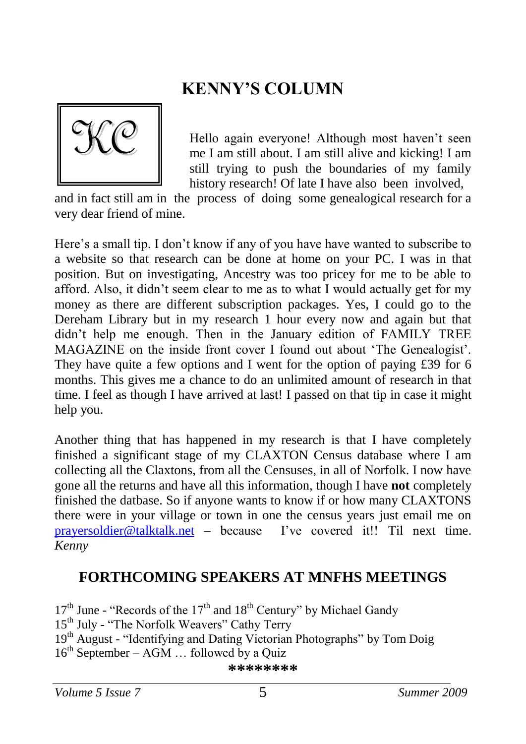# KENNY'S COLUMN

KC

Hello again everyone! Although most haven't seen me I am still about. I am still alive and kicking! I am still trying to push the boundaries of my family history research! Of late I have also been involved, and in fact still am in the process of doing some genealogical research for a very dear friend of mine.

Here's a small tip. I don't know if any of you have have wanted to subscribe to a website so that research can be done at home on your PC. I was in that position. But on investigating, Ancestry was too pricey for me to be able to afford. Also, it didn't seem clear to me as to what I would actually get for my money as there are different subscription packages. Yes, I could go to the Dereham Library but in my research 1 hour every now and again but that didn't help me enough. Then in the January edition of FAMILY TREE MAGAZINE on the inside front cover I found out about 'The Genealogist'. They have quite a few options and I went for the option of paying £39 for 6 months. This gives me a chance to do an unlimited amount of research in that time. I feel as though I have arrived at last! I passed on that tip in case it might help you.

Another thing that has happened in my research is that I have completely finished a significant stage of my CLAXTON Census database where I am collecting all the Claxtons, from all the Censuses, in all of Norfolk. I now have gone all the returns and have all this information, though I have **not** completely finished the datbase. So if anyone wants to know if or how many CLAXTONS there were in your village or town in one the census years just email me on prayersoldier@talktalk.net – because I've covered it!! Til next time. *Kenny*

## FORTHCOMING SPEAKERS AT MNFHS MEETINGS

17th June - "Records of the 17th and 18th Century" by Michael Gandy
15th July - "The Norfolk Weavers" Cathy Terry
19th August - "Identifying and Dating Victorian Photographs" by Tom Doig
16th September – AGM … followed by a Quiz

********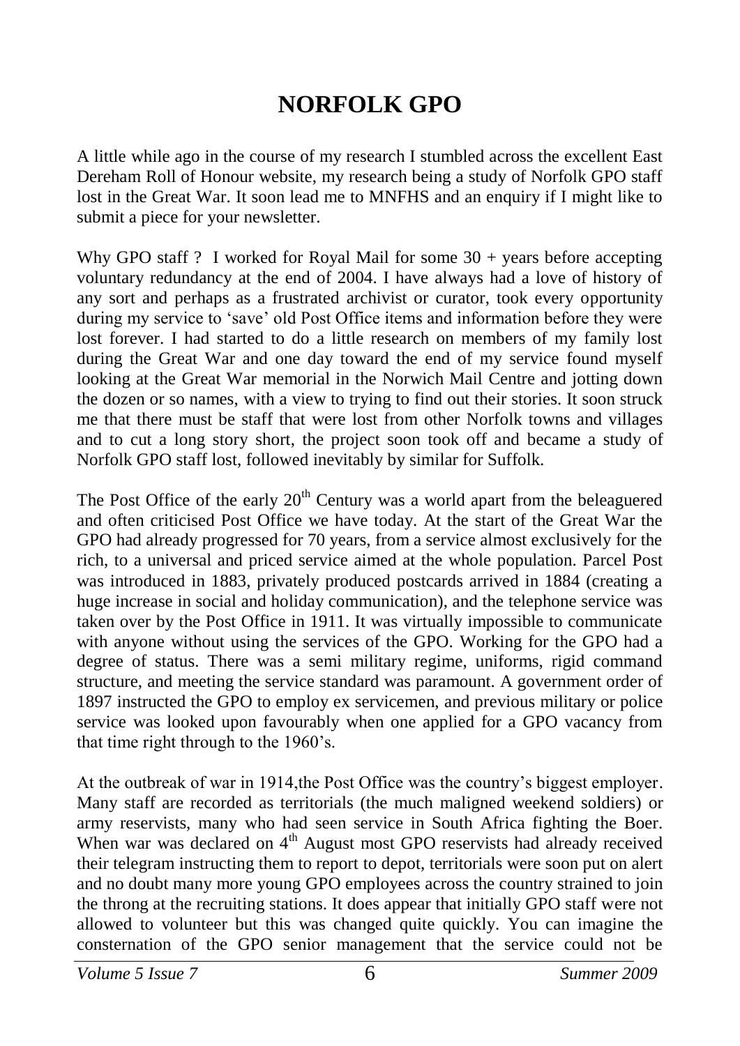# NORFOLK GPO

A little while ago in the course of my research I stumbled across the excellent East Dereham Roll of Honour website, my research being a study of Norfolk GPO staff lost in the Great War. It soon lead me to MNFHS and an enquiry if I might like to submit a piece for your newsletter.

Why GPO staff ? I worked for Royal Mail for some 30 + years before accepting voluntary redundancy at the end of 2004. I have always had a love of history of any sort and perhaps as a frustrated archivist or curator, took every opportunity during my service to 'save' old Post Office items and information before they were lost forever. I had started to do a little research on members of my family lost during the Great War and one day toward the end of my service found myself looking at the Great War memorial in the Norwich Mail Centre and jotting down the dozen or so names, with a view to trying to find out their stories. It soon struck me that there must be staff that were lost from other Norfolk towns and villages and to cut a long story short, the project soon took off and became a study of Norfolk GPO staff lost, followed inevitably by similar for Suffolk.

The Post Office of the early 20th Century was a world apart from the beleaguered and often criticised Post Office we have today. At the start of the Great War the GPO had already progressed for 70 years, from a service almost exclusively for the rich, to a universal and priced service aimed at the whole population. Parcel Post was introduced in 1883, privately produced postcards arrived in 1884 (creating a huge increase in social and holiday communication), and the telephone service was taken over by the Post Office in 1911. It was virtually impossible to communicate with anyone without using the services of the GPO. Working for the GPO had a degree of status. There was a semi military regime, uniforms, rigid command structure, and meeting the service standard was paramount. A government order of 1897 instructed the GPO to employ ex servicemen, and previous military or police service was looked upon favourably when one applied for a GPO vacancy from that time right through to the 1960's.

At the outbreak of war in 1914,the Post Office was the country's biggest employer. Many staff are recorded as territorials (the much maligned weekend soldiers) or army reservists, many who had seen service in South Africa fighting the Boer. When war was declared on 4th August most GPO reservists had already received their telegram instructing them to report to depot, territorials were soon put on alert and no doubt many more young GPO employees across the country strained to join the throng at the recruiting stations. It does appear that initially GPO staff were not allowed to volunteer but this was changed quite quickly. You can imagine the consternation of the GPO senior management that the service could not be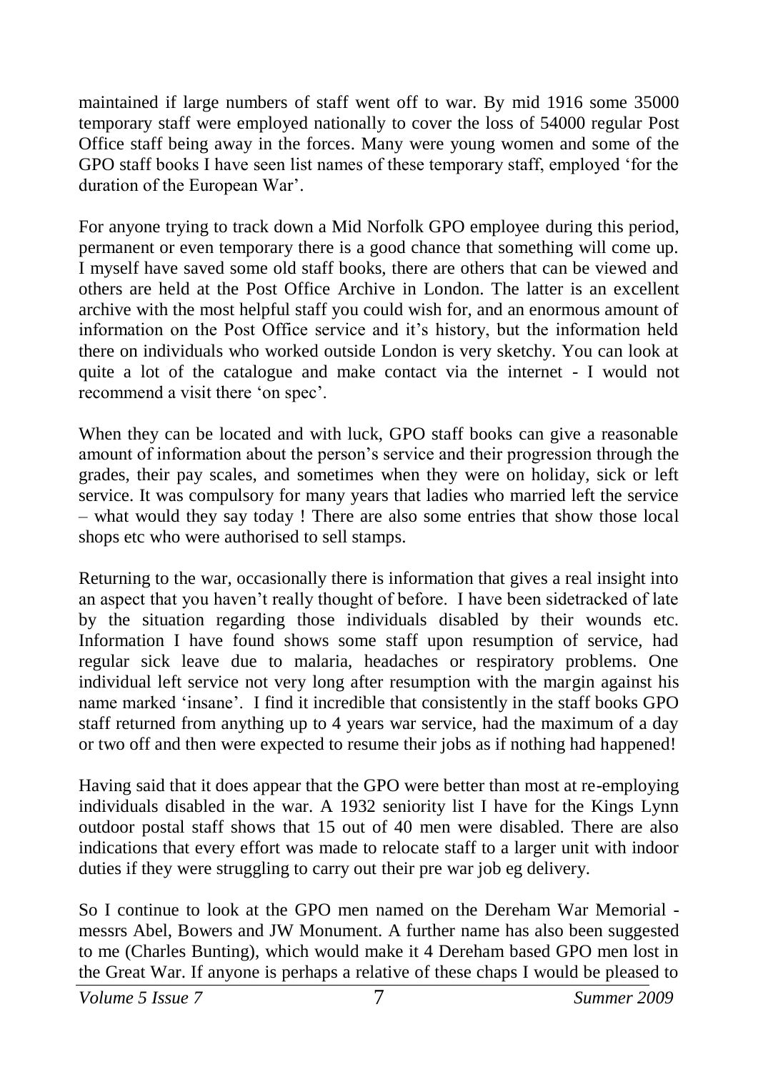maintained if large numbers of staff went off to war. By mid 1916 some 35000 temporary staff were employed nationally to cover the loss of 54000 regular Post Office staff being away in the forces. Many were young women and some of the GPO staff books I have seen list names of these temporary staff, employed 'for the duration of the European War'.

For anyone trying to track down a Mid Norfolk GPO employee during this period, permanent or even temporary there is a good chance that something will come up. I myself have saved some old staff books, there are others that can be viewed and others are held at the Post Office Archive in London. The latter is an excellent archive with the most helpful staff you could wish for, and an enormous amount of information on the Post Office service and it's history, but the information held there on individuals who worked outside London is very sketchy. You can look at quite a lot of the catalogue and make contact via the internet - I would not recommend a visit there 'on spec'.

When they can be located and with luck, GPO staff books can give a reasonable amount of information about the person's service and their progression through the grades, their pay scales, and sometimes when they were on holiday, sick or left service. It was compulsory for many years that ladies who married left the service – what would they say today ! There are also some entries that show those local shops etc who were authorised to sell stamps.

Returning to the war, occasionally there is information that gives a real insight into an aspect that you haven't really thought of before. I have been sidetracked of late by the situation regarding those individuals disabled by their wounds etc. Information I have found shows some staff upon resumption of service, had regular sick leave due to malaria, headaches or respiratory problems. One individual left service not very long after resumption with the margin against his name marked 'insane'. I find it incredible that consistently in the staff books GPO staff returned from anything up to 4 years war service, had the maximum of a day or two off and then were expected to resume their jobs as if nothing had happened!

Having said that it does appear that the GPO were better than most at re-employing individuals disabled in the war. A 1932 seniority list I have for the Kings Lynn outdoor postal staff shows that 15 out of 40 men were disabled. There are also indications that every effort was made to relocate staff to a larger unit with indoor duties if they were struggling to carry out their pre war job eg delivery.

So I continue to look at the GPO men named on the Dereham War Memorial - messrs Abel, Bowers and JW Monument. A further name has also been suggested to me (Charles Bunting), which would make it 4 Dereham based GPO men lost in the Great War. If anyone is perhaps a relative of these chaps I would be pleased to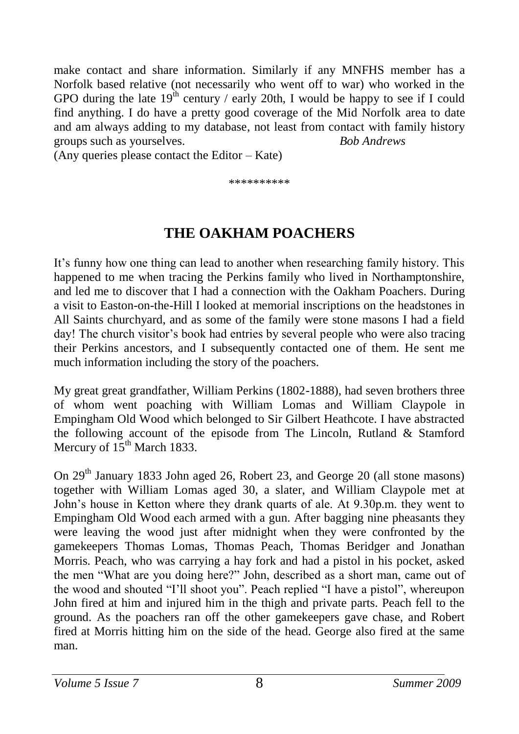make contact and share information. Similarly if any MNFHS member has a Norfolk based relative (not necessarily who went off to war) who worked in the GPO during the late 19th century / early 20th, I would be happy to see if I could find anything. I do have a pretty good coverage of the Mid Norfolk area to date and am always adding to my database, not least from contact with family history groups such as yourselves. *Bob Andrews*

(Any queries please contact the Editor – Kate)

\*\*\*\*\*\*\*\*\*\*

## THE OAKHAM POACHERS

It's funny how one thing can lead to another when researching family history. This happened to me when tracing the Perkins family who lived in Northamptonshire, and led me to discover that I had a connection with the Oakham Poachers. During a visit to Easton-on-the-Hill I looked at memorial inscriptions on the headstones in All Saints churchyard, and as some of the family were stone masons I had a field day! The church visitor's book had entries by several people who were also tracing their Perkins ancestors, and I subsequently contacted one of them. He sent me much information including the story of the poachers.

My great great grandfather, William Perkins (1802-1888), had seven brothers three of whom went poaching with William Lomas and William Claypole in Empingham Old Wood which belonged to Sir Gilbert Heathcote. I have abstracted the following account of the episode from The Lincoln, Rutland & Stamford Mercury of 15th March 1833.

On 29th January 1833 John aged 26, Robert 23, and George 20 (all stone masons) together with William Lomas aged 30, a slater, and William Claypole met at John's house in Ketton where they drank quarts of ale. At 9.30p.m. they went to Empingham Old Wood each armed with a gun. After bagging nine pheasants they were leaving the wood just after midnight when they were confronted by the gamekeepers Thomas Lomas, Thomas Peach, Thomas Beridger and Jonathan Morris. Peach, who was carrying a hay fork and had a pistol in his pocket, asked the men "What are you doing here?" John, described as a short man, came out of the wood and shouted "I'll shoot you". Peach replied "I have a pistol", whereupon John fired at him and injured him in the thigh and private parts. Peach fell to the ground. As the poachers ran off the other gamekeepers gave chase, and Robert fired at Morris hitting him on the side of the head. George also fired at the same man.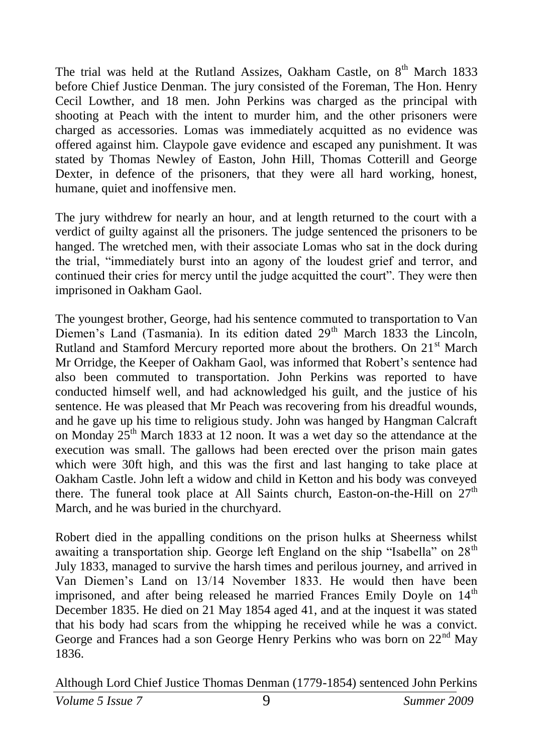The trial was held at the Rutland Assizes, Oakham Castle, on 8th March 1833 before Chief Justice Denman. The jury consisted of the Foreman, The Hon. Henry Cecil Lowther, and 18 men. John Perkins was charged as the principal with shooting at Peach with the intent to murder him, and the other prisoners were charged as accessories. Lomas was immediately acquitted as no evidence was offered against him. Claypole gave evidence and escaped any punishment. It was stated by Thomas Newley of Easton, John Hill, Thomas Cotterill and George Dexter, in defence of the prisoners, that they were all hard working, honest, humane, quiet and inoffensive men.

The jury withdrew for nearly an hour, and at length returned to the court with a verdict of guilty against all the prisoners. The judge sentenced the prisoners to be hanged. The wretched men, with their associate Lomas who sat in the dock during the trial, "immediately burst into an agony of the loudest grief and terror, and continued their cries for mercy until the judge acquitted the court". They were then imprisoned in Oakham Gaol.

The youngest brother, George, had his sentence commuted to transportation to Van Diemen's Land (Tasmania). In its edition dated 29th March 1833 the Lincoln, Rutland and Stamford Mercury reported more about the brothers. On 21st March Mr Orridge, the Keeper of Oakham Gaol, was informed that Robert's sentence had also been commuted to transportation. John Perkins was reported to have conducted himself well, and had acknowledged his guilt, and the justice of his sentence. He was pleased that Mr Peach was recovering from his dreadful wounds, and he gave up his time to religious study. John was hanged by Hangman Calcraft on Monday 25th March 1833 at 12 noon. It was a wet day so the attendance at the execution was small. The gallows had been erected over the prison main gates which were 30ft high, and this was the first and last hanging to take place at Oakham Castle. John left a widow and child in Ketton and his body was conveyed there. The funeral took place at All Saints church, Easton-on-the-Hill on 27th March, and he was buried in the churchyard.

Robert died in the appalling conditions on the prison hulks at Sheerness whilst awaiting a transportation ship. George left England on the ship "Isabella" on 28th July 1833, managed to survive the harsh times and perilous journey, and arrived in Van Diemen's Land on 13/14 November 1833. He would then have been imprisoned, and after being released he married Frances Emily Doyle on 14th December 1835. He died on 21 May 1854 aged 41, and at the inquest it was stated that his body had scars from the whipping he received while he was a convict. George and Frances had a son George Henry Perkins who was born on 22nd May 1836.

Although Lord Chief Justice Thomas Denman (1779-1854) sentenced John Perkins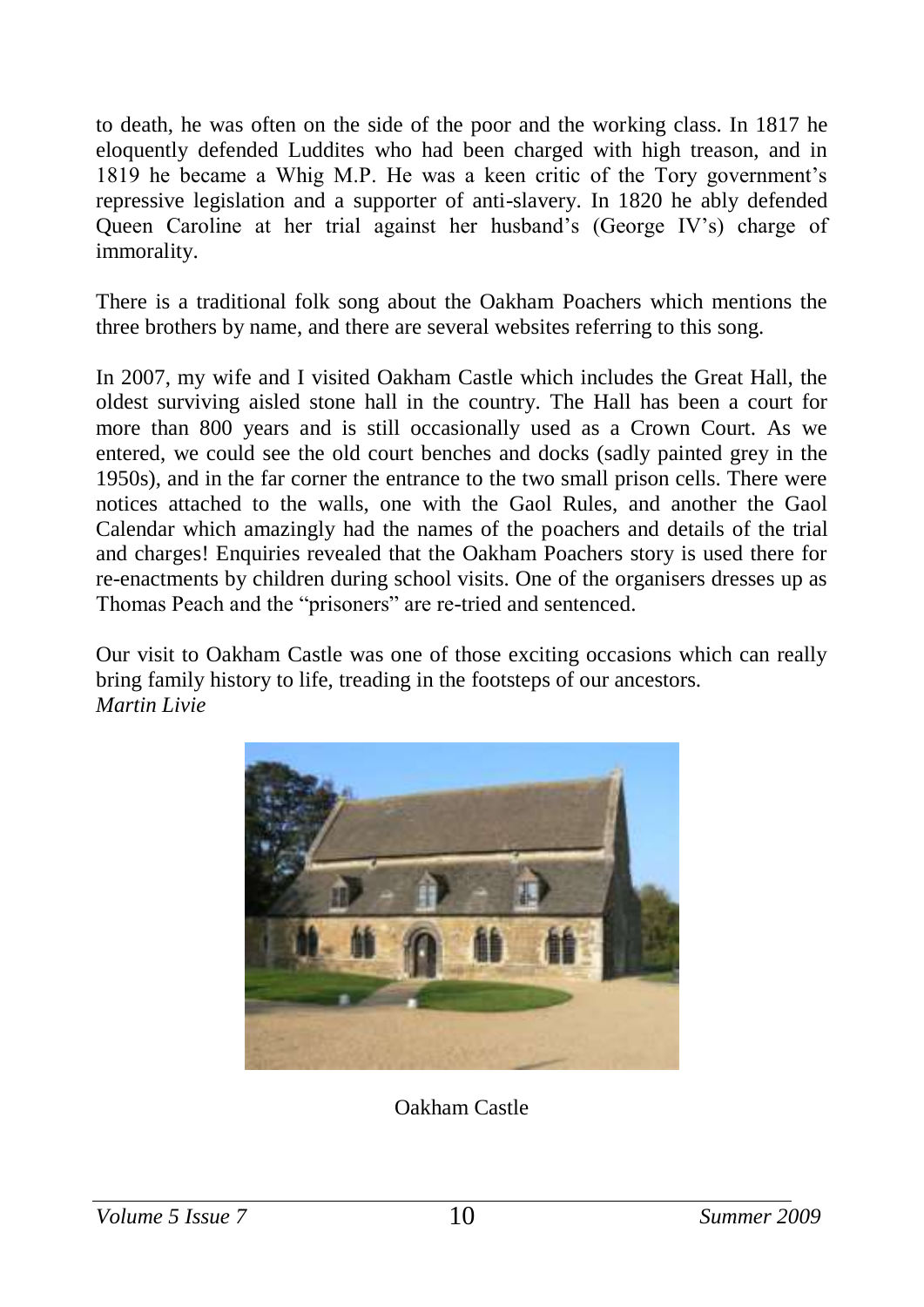to death, he was often on the side of the poor and the working class. In 1817 he eloquently defended Luddites who had been charged with high treason, and in 1819 he became a Whig M.P. He was a keen critic of the Tory government's repressive legislation and a supporter of anti-slavery. In 1820 he ably defended Queen Caroline at her trial against her husband's (George IV's) charge of immorality.

There is a traditional folk song about the Oakham Poachers which mentions the three brothers by name, and there are several websites referring to this song.

In 2007, my wife and I visited Oakham Castle which includes the Great Hall, the oldest surviving aisled stone hall in the country. The Hall has been a court for more than 800 years and is still occasionally used as a Crown Court. As we entered, we could see the old court benches and docks (sadly painted grey in the 1950s), and in the far corner the entrance to the two small prison cells. There were notices attached to the walls, one with the Gaol Rules, and another the Gaol Calendar which amazingly had the names of the poachers and details of the trial and charges! Enquiries revealed that the Oakham Poachers story is used there for re-enactments by children during school visits. One of the organisers dresses up as Thomas Peach and the "prisoners" are re-tried and sentenced.

Our visit to Oakham Castle was one of those exciting occasions which can really bring family history to life, treading in the footsteps of our ancestors.
*Martin Livie*

Oakham Castle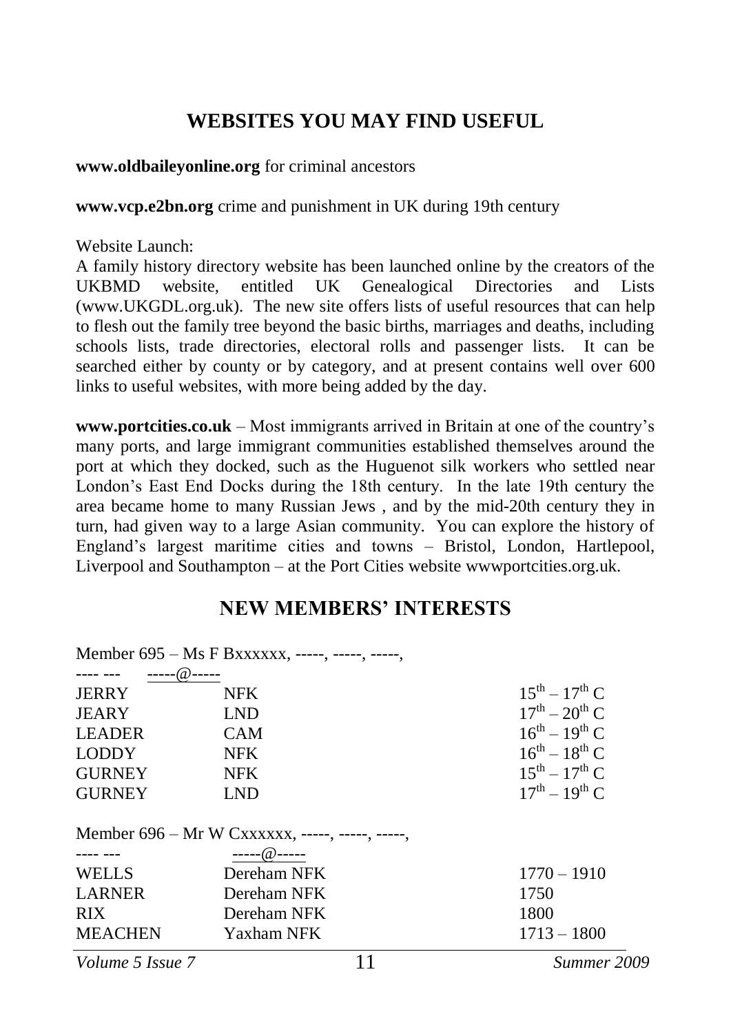## WEBSITES YOU MAY FIND USEFUL

**www.oldbaileyonline.org** for criminal ancestors

**www.vcp.e2bn.org** crime and punishment in UK during 19th century

Website Launch:
A family history directory website has been launched online by the creators of the UKBMD website, entitled UK Genealogical Directories and Lists (www.UKGDL.org.uk). The new site offers lists of useful resources that can help to flesh out the family tree beyond the basic births, marriages and deaths, including schools lists, trade directories, electoral rolls and passenger lists. It can be searched either by county or by category, and at present contains well over 600 links to useful websites, with more being added by the day.

**www.portcities.co.uk** – Most immigrants arrived in Britain at one of the country's many ports, and large immigrant communities established themselves around the port at which they docked, such as the Huguenot silk workers who settled near London's East End Docks during the 18th century. In the late 19th century the area became home to many Russian Jews , and by the mid-20th century they in turn, had given way to a large Asian community. You can explore the history of England's largest maritime cities and towns – Bristol, London, Hartlepool, Liverpool and Southampton – at the Port Cities website wwwportcities.org.uk.

## NEW MEMBERS' INTERESTS

Member 695 – Ms F Bxxxxxx, -----, -----, -----,
---- --- -----@-----

| | | |
|---|---|---|
| JERRY | NFK | 15th – 17th C |
| JEARY | LND | 17th – 20th C |
| LEADER | CAM | 16th – 19th C |
| LODDY | NFK | 16th – 18th C |
| GURNEY | NFK | 15th – 17th C |
| GURNEY | LND | 17th – 19th C |

Member 696 – Mr W Cxxxxxx, -----, -----, -----,
---- --- -----@-----

| | | |
|---|---|---|
| WELLS | Dereham NFK | 1770 – 1910 |
| LARNER | Dereham NFK | 1750 |
| RIX | Dereham NFK | 1800 |
| MEACHEN | Yaxham NFK | 1713 – 1800 |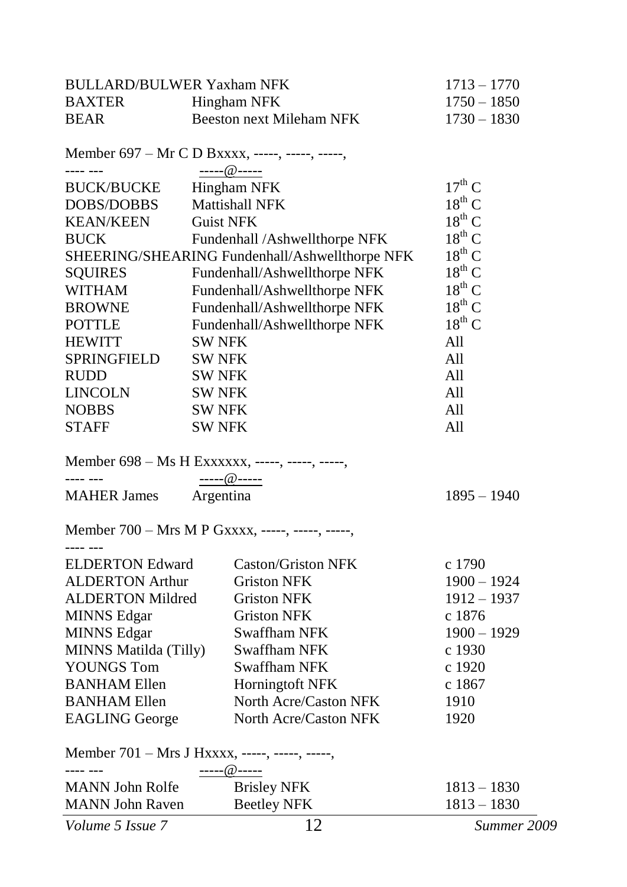| | | |
|---|---|---|
| BULLARD/BULWER | Yaxham NFK | 1713 – 1770 |
| BAXTER | Hingham NFK | 1750 – 1850 |
| BEAR | Beeston next Mileham NFK | 1730 – 1830 |

Member 697 – Mr C D Bxxxx, -----, -----, -----,
---- ---  -----@-----

| | | |
|---|---|---|
| BUCK/BUCKE | Hingham NFK | 17th C |
| DOBS/DOBBS | Mattishall NFK | 18th C |
| KEAN/KEEN | Guist NFK | 18th C |
| BUCK | Fundenhall /Ashwellthorpe NFK | 18th C |
| SHEERING/SHEARING | Fundenhall/Ashwellthorpe NFK | 18th C |
| SQUIRES | Fundenhall/Ashwellthorpe NFK | 18th C |
| WITHAM | Fundenhall/Ashwellthorpe NFK | 18th C |
| BROWNE | Fundenhall/Ashwellthorpe NFK | 18th C |
| POTTLE | Fundenhall/Ashwellthorpe NFK | 18th C |
| HEWITT | SW NFK | All |
| SPRINGFIELD | SW NFK | All |
| RUDD | SW NFK | All |
| LINCOLN | SW NFK | All |
| NOBBS | SW NFK | All |
| STAFF | SW NFK | All |

Member 698 – Ms H Exxxxxx, -----, -----, -----,
---- ---  -----@-----

| | | |
|---|---|---|
| MAHER James | Argentina | 1895 – 1940 |

Member 700 – Mrs M P Gxxxx, -----, -----, -----,
---- ---

| | | |
|---|---|---|
| ELDERTON Edward | Caston/Griston NFK | c 1790 |
| ALDERTON Arthur | Griston NFK | 1900 – 1924 |
| ALDERTON Mildred | Griston NFK | 1912 – 1937 |
| MINNS Edgar | Griston NFK | c 1876 |
| MINNS Edgar | Swaffham NFK | 1900 – 1929 |
| MINNS Matilda (Tilly) | Swaffham NFK | c 1930 |
| YOUNGS Tom | Swaffham NFK | c 1920 |
| BANHAM Ellen | Horningtoft NFK | c 1867 |
| BANHAM Ellen | North Acre/Caston NFK | 1910 |
| EAGLING George | North Acre/Caston NFK | 1920 |

Member 701 – Mrs J Hxxxx, -----, -----, -----,
---- ---  -----@-----

| | | |
|---|---|---|
| MANN John Rolfe | Brisley NFK | 1813 – 1830 |
| MANN John Raven | Beetley NFK | 1813 – 1830 |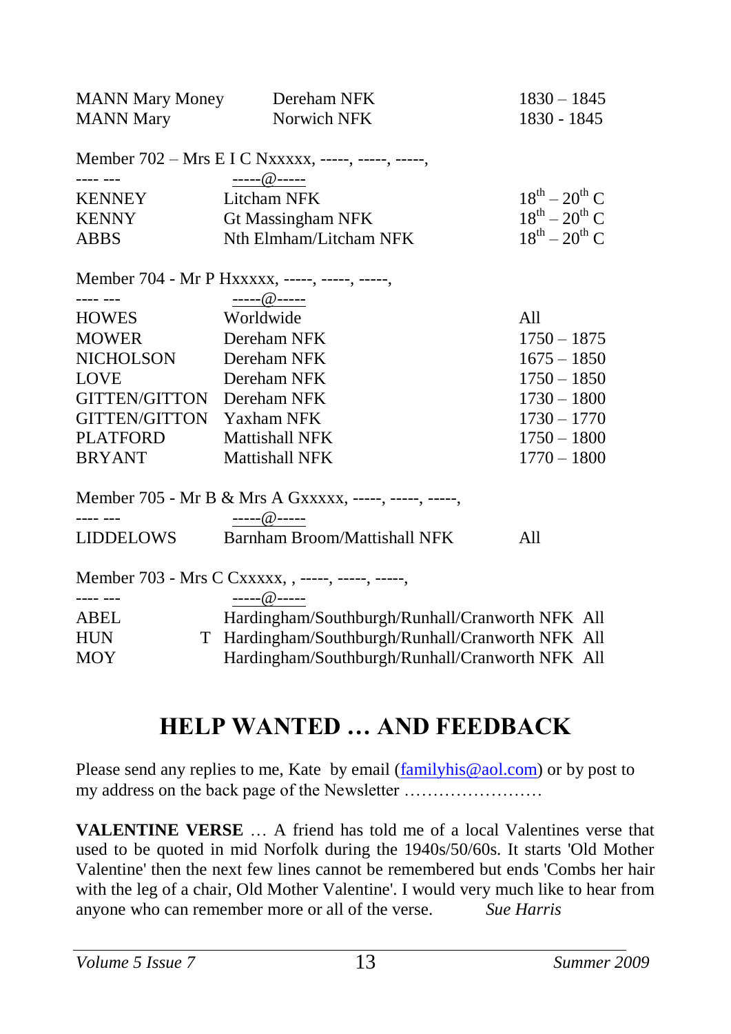| | | |
|---|---|---|
| MANN Mary Money | Dereham NFK | 1830 – 1845 |
| MANN Mary | Norwich NFK | 1830 - 1845 |

Member 702 – Mrs E I C Nxxxxx, -----, -----, -----,

---- --- -----@-----

| | | |
|---|---|---|
| KENNEY | Litcham NFK | $18^{th} – 20^{th}$ C |
| KENNY | Gt Massingham NFK | $18^{th} – 20^{th}$ C |
| ABBS | Nth Elmham/Litcham NFK | $18^{th} – 20^{th}$ C |

Member 704 - Mr P Hxxxxx, -----, -----, -----,

---- --- -----@-----

| | | |
|---|---|---|
| HOWES | Worldwide | All |
| MOWER | Dereham NFK | 1750 – 1875 |
| NICHOLSON | Dereham NFK | 1675 – 1850 |
| LOVE | Dereham NFK | 1750 – 1850 |
| GITTEN/GITTON | Dereham NFK | 1730 – 1800 |
| GITTEN/GITTON | Yaxham NFK | 1730 – 1770 |
| PLATFORD | Mattishall NFK | 1750 – 1800 |
| BRYANT | Mattishall NFK | 1770 – 1800 |

Member 705 - Mr B & Mrs A Gxxxxx, -----, -----, -----,

---- --- -----@-----

| | | |
|---|---|---|
| LIDDELOWS | Barnham Broom/Mattishall NFK | All |

Member 703 - Mrs C Cxxxxx, , -----, -----, -----,

---- --- -----@-----

| | | |
|---|---|---|
| ABEL | Hardingham/Southburgh/Runhall/Cranworth NFK | All |
| HUN T | Hardingham/Southburgh/Runhall/Cranworth NFK | All |
| MOY | Hardingham/Southburgh/Runhall/Cranworth NFK | All |

# HELP WANTED … AND FEEDBACK

Please send any replies to me, Kate by email (familyhis@aol.com) or by post to my address on the back page of the Newsletter ……………………

**VALENTINE VERSE** … A friend has told me of a local Valentines verse that used to be quoted in mid Norfolk during the 1940s/50/60s. It starts 'Old Mother Valentine' then the next few lines cannot be remembered but ends 'Combs her hair with the leg of a chair, Old Mother Valentine'. I would very much like to hear from anyone who can remember more or all of the verse. *Sue Harris*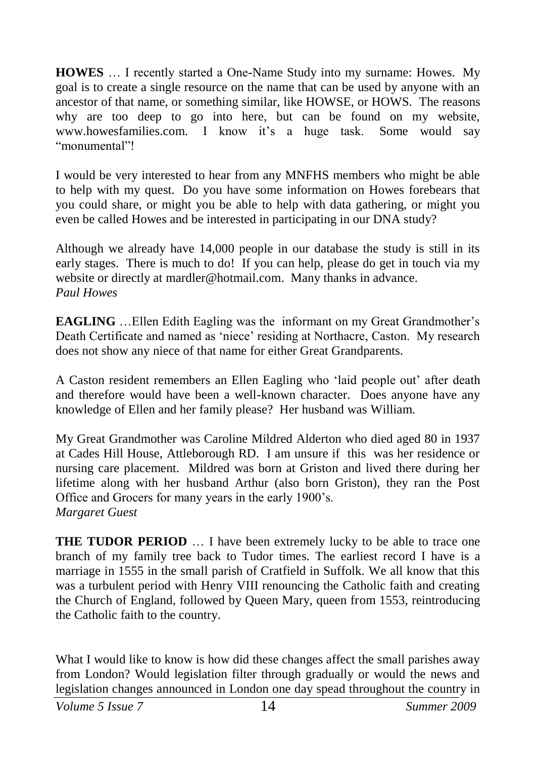**HOWES** … I recently started a One-Name Study into my surname: Howes. My goal is to create a single resource on the name that can be used by anyone with an ancestor of that name, or something similar, like HOWSE, or HOWS. The reasons why are too deep to go into here, but can be found on my website, www.howesfamilies.com. I know it's a huge task. Some would say "monumental"!

I would be very interested to hear from any MNFHS members who might be able to help with my quest. Do you have some information on Howes forebears that you could share, or might you be able to help with data gathering, or might you even be called Howes and be interested in participating in our DNA study?

Although we already have 14,000 people in our database the study is still in its early stages. There is much to do! If you can help, please do get in touch via my website or directly at mardler@hotmail.com. Many thanks in advance.
*Paul Howes*

**EAGLING** …Ellen Edith Eagling was the informant on my Great Grandmother's Death Certificate and named as 'niece' residing at Northacre, Caston. My research does not show any niece of that name for either Great Grandparents.

A Caston resident remembers an Ellen Eagling who 'laid people out' after death and therefore would have been a well-known character. Does anyone have any knowledge of Ellen and her family please? Her husband was William.

My Great Grandmother was Caroline Mildred Alderton who died aged 80 in 1937 at Cades Hill House, Attleborough RD. I am unsure if this was her residence or nursing care placement. Mildred was born at Griston and lived there during her lifetime along with her husband Arthur (also born Griston), they ran the Post Office and Grocers for many years in the early 1900's.
*Margaret Guest*

**THE TUDOR PERIOD** … I have been extremely lucky to be able to trace one branch of my family tree back to Tudor times. The earliest record I have is a marriage in 1555 in the small parish of Cratfield in Suffolk. We all know that this was a turbulent period with Henry VIII renouncing the Catholic faith and creating the Church of England, followed by Queen Mary, queen from 1553, reintroducing the Catholic faith to the country.

What I would like to know is how did these changes affect the small parishes away from London? Would legislation filter through gradually or would the news and legislation changes announced in London one day spead throughout the country in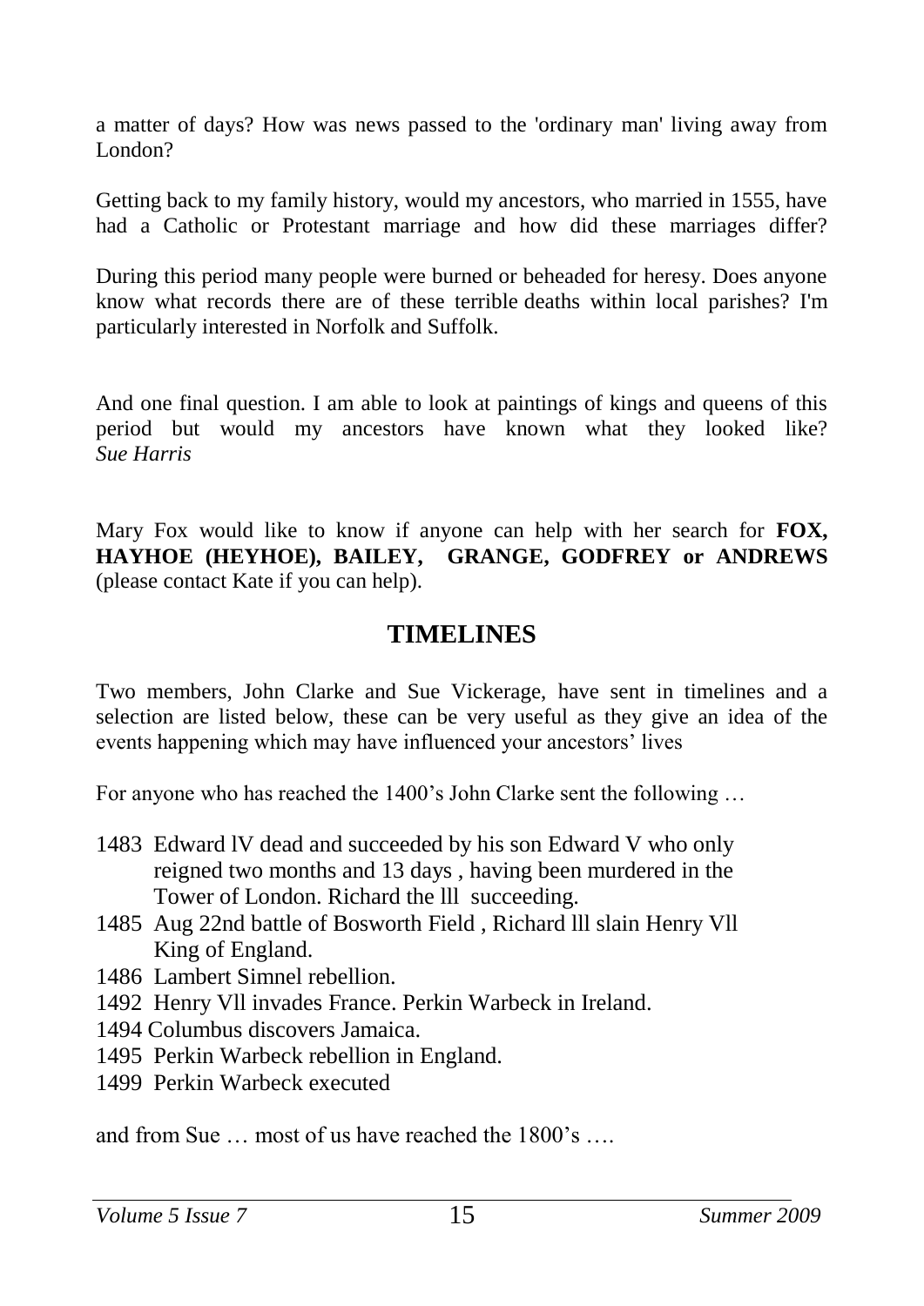a matter of days? How was news passed to the 'ordinary man' living away from London?

Getting back to my family history, would my ancestors, who married in 1555, have had a Catholic or Protestant marriage and how did these marriages differ?

During this period many people were burned or beheaded for heresy. Does anyone know what records there are of these terrible deaths within local parishes? I'm particularly interested in Norfolk and Suffolk.

And one final question. I am able to look at paintings of kings and queens of this period but would my ancestors have known what they looked like?
*Sue Harris*

Mary Fox would like to know if anyone can help with her search for **FOX, HAYHOE (HEYHOE), BAILEY, GRANGE, GODFREY or ANDREWS** (please contact Kate if you can help).

## TIMELINES

Two members, John Clarke and Sue Vickerage, have sent in timelines and a selection are listed below, these can be very useful as they give an idea of the events happening which may have influenced your ancestors' lives

For anyone who has reached the 1400's John Clarke sent the following …

- 1483 Edward lV dead and succeeded by his son Edward V who only reigned two months and 13 days , having been murdered in the Tower of London. Richard the lll succeeding.
- 1485 Aug 22nd battle of Bosworth Field , Richard lll slain Henry Vll King of England.
- 1486 Lambert Simnel rebellion.
- 1492 Henry Vll invades France. Perkin Warbeck in Ireland.
- 1494 Columbus discovers Jamaica.
- 1495 Perkin Warbeck rebellion in England.
- 1499 Perkin Warbeck executed

and from Sue … most of us have reached the 1800's ….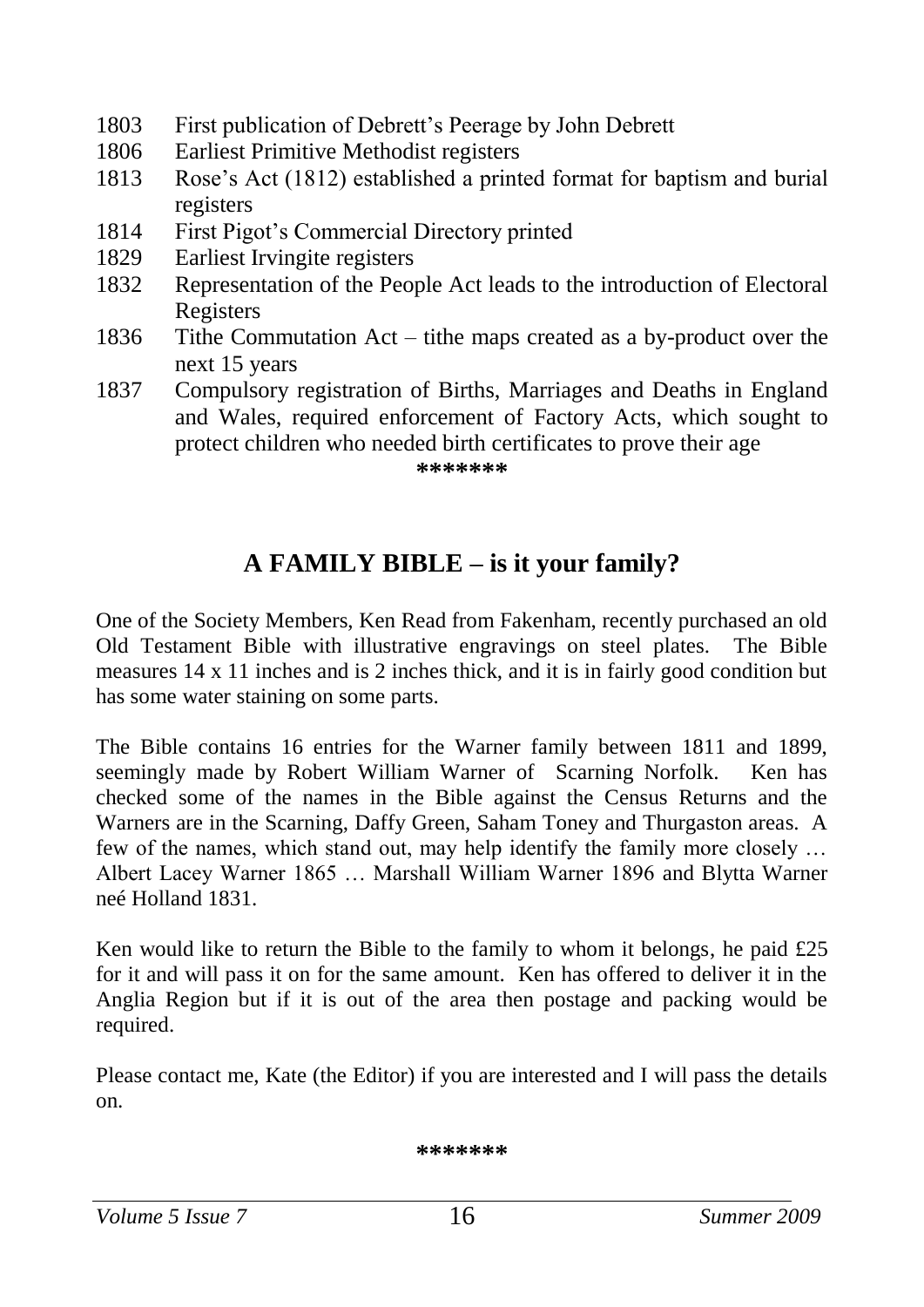- 1803 First publication of Debrett's Peerage by John Debrett
- 1806 Earliest Primitive Methodist registers
- 1813 Rose's Act (1812) established a printed format for baptism and burial registers
- 1814 First Pigot's Commercial Directory printed
- 1829 Earliest Irvingite registers
- 1832 Representation of the People Act leads to the introduction of Electoral Registers
- 1836 Tithe Commutation Act – tithe maps created as a by-product over the next 15 years
- 1837 Compulsory registration of Births, Marriages and Deaths in England and Wales, required enforcement of Factory Acts, which sought to protect children who needed birth certificates to prove their age

*******

## A FAMILY BIBLE – is it your family?

One of the Society Members, Ken Read from Fakenham, recently purchased an old Old Testament Bible with illustrative engravings on steel plates. The Bible measures 14 x 11 inches and is 2 inches thick, and it is in fairly good condition but has some water staining on some parts.

The Bible contains 16 entries for the Warner family between 1811 and 1899, seemingly made by Robert William Warner of Scarning Norfolk. Ken has checked some of the names in the Bible against the Census Returns and the Warners are in the Scarning, Daffy Green, Saham Toney and Thurgaston areas. A few of the names, which stand out, may help identify the family more closely … Albert Lacey Warner 1865 … Marshall William Warner 1896 and Blytta Warner neé Holland 1831.

Ken would like to return the Bible to the family to whom it belongs, he paid £25 for it and will pass it on for the same amount. Ken has offered to deliver it in the Anglia Region but if it is out of the area then postage and packing would be required.

Please contact me, Kate (the Editor) if you are interested and I will pass the details on.

*******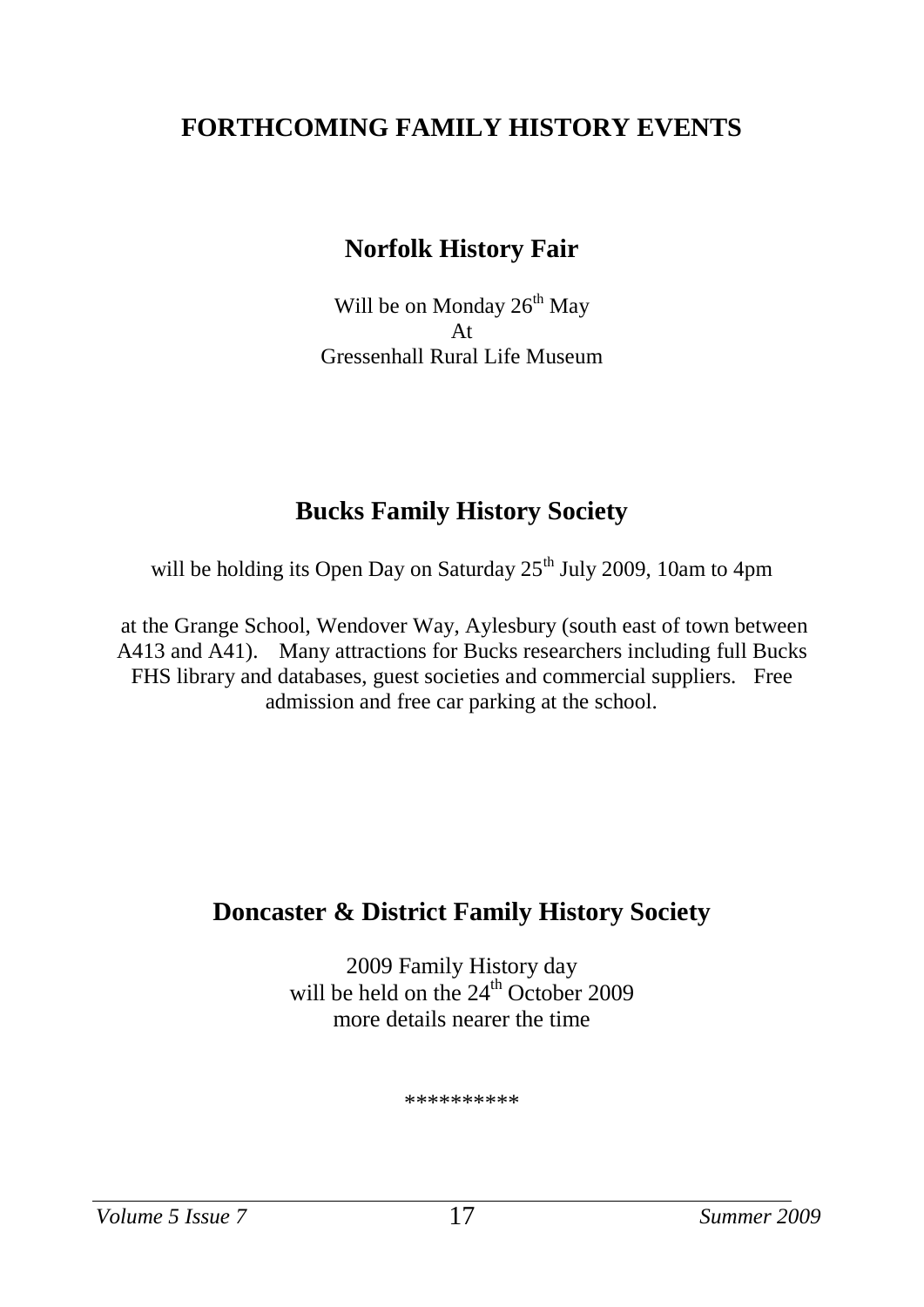## FORTHCOMING FAMILY HISTORY EVENTS

### Norfolk History Fair

Will be on Monday 26th May
At
Gressenhall Rural Life Museum

### Bucks Family History Society

will be holding its Open Day on Saturday 25th July 2009, 10am to 4pm

at the Grange School, Wendover Way, Aylesbury (south east of town between A413 and A41). Many attractions for Bucks researchers including full Bucks FHS library and databases, guest societies and commercial suppliers. Free admission and free car parking at the school.

### Doncaster & District Family History Society

2009 Family History day
will be held on the 24th October 2009
more details nearer the time

**********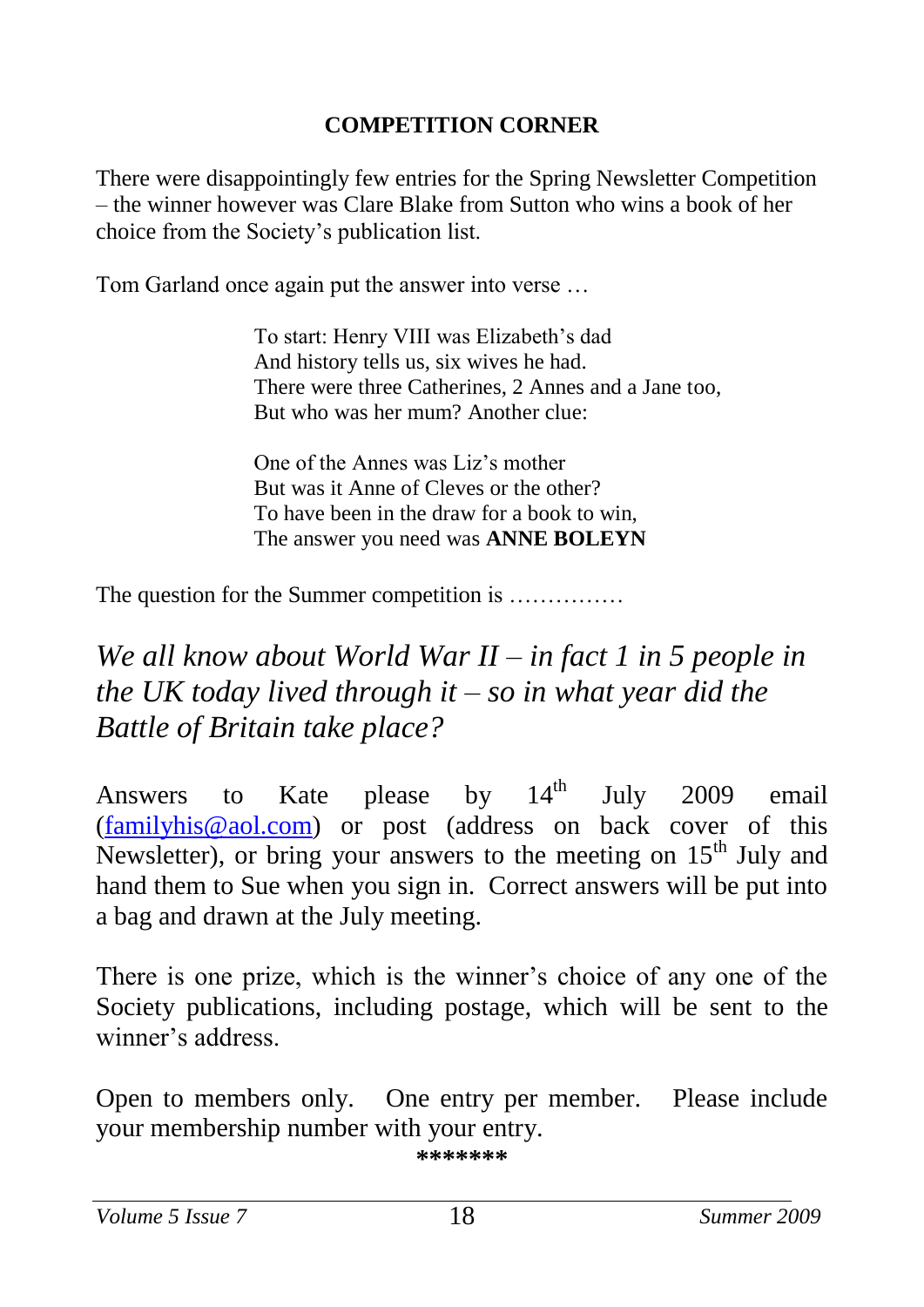## COMPETITION CORNER

There were disappointingly few entries for the Spring Newsletter Competition – the winner however was Clare Blake from Sutton who wins a book of her choice from the Society's publication list.

Tom Garland once again put the answer into verse …

> To start: Henry VIII was Elizabeth's dad
> And history tells us, six wives he had.
> There were three Catherines, 2 Annes and a Jane too,
> But who was her mum? Another clue:
>
> One of the Annes was Liz's mother
> But was it Anne of Cleves or the other?
> To have been in the draw for a book to win,
> The answer you need was **ANNE BOLEYN**

The question for the Summer competition is ……………

*We all know about World War II – in fact 1 in 5 people in the UK today lived through it – so in what year did the Battle of Britain take place?*

Answers to Kate please by 14th July 2009 email (familyhis@aol.com) or post (address on back cover of this Newsletter), or bring your answers to the meeting on 15th July and hand them to Sue when you sign in. Correct answers will be put into a bag and drawn at the July meeting.

There is one prize, which is the winner's choice of any one of the Society publications, including postage, which will be sent to the winner's address.

Open to members only. One entry per member. Please include your membership number with your entry.

*******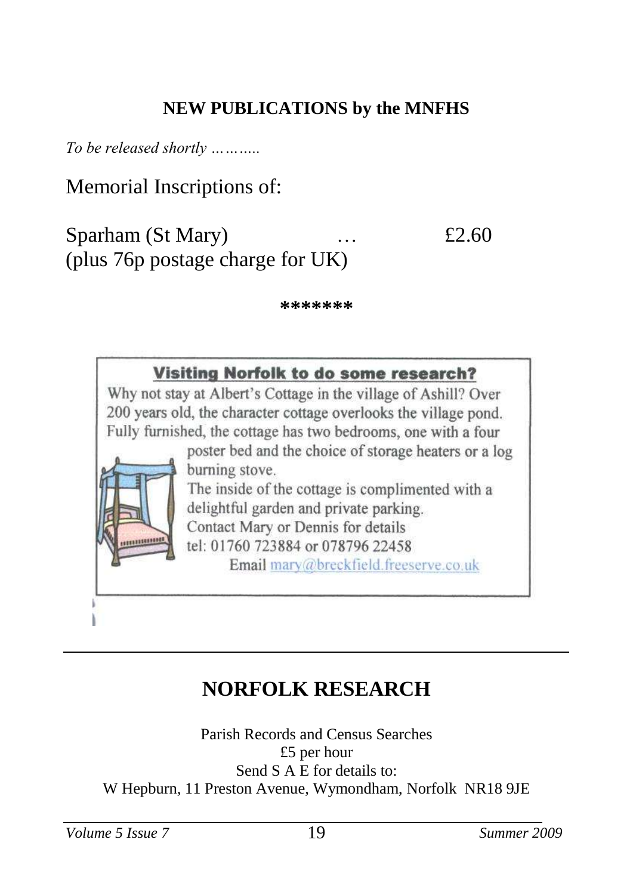## NEW PUBLICATIONS by the MNFHS

*To be released shortly ………..*

Memorial Inscriptions of:

Sparham (St Mary) … £2.60
(plus 76p postage charge for UK)

*******

**Visiting Norfolk to do some research?**

Why not stay at Albert's Cottage in the village of Ashill? Over 200 years old, the character cottage overlooks the village pond. Fully furnished, the cottage has two bedrooms, one with a four poster bed and the choice of storage heaters or a log burning stove.

The inside of the cottage is complimented with a delightful garden and private parking.

Contact Mary or Dennis for details
tel: 01760 723884 or 078796 22458
Email mary@breckfield.freeserve.co.uk

---

## NORFOLK RESEARCH

Parish Records and Census Searches
£5 per hour
Send S A E for details to:
W Hepburn, 11 Preston Avenue, Wymondham, Norfolk NR18 9JE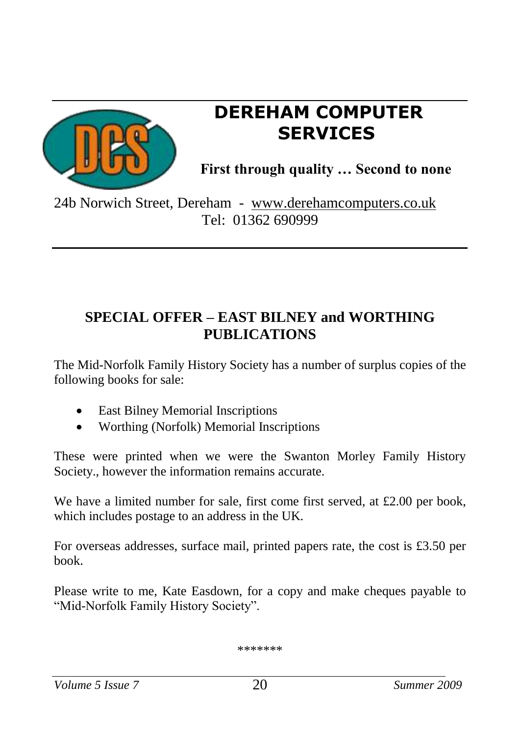# DEREHAM COMPUTER SERVICES

**First through quality … Second to none**

24b Norwich Street, Dereham - www.derehamcomputers.co.uk
Tel: 01362 690999

## SPECIAL OFFER – EAST BILNEY and WORTHING PUBLICATIONS

The Mid-Norfolk Family History Society has a number of surplus copies of the following books for sale:

- East Bilney Memorial Inscriptions
- Worthing (Norfolk) Memorial Inscriptions

These were printed when we were the Swanton Morley Family History Society., however the information remains accurate.

We have a limited number for sale, first come first served, at £2.00 per book, which includes postage to an address in the UK.

For overseas addresses, surface mail, printed papers rate, the cost is £3.50 per book.

Please write to me, Kate Easdown, for a copy and make cheques payable to "Mid-Norfolk Family History Society".

*******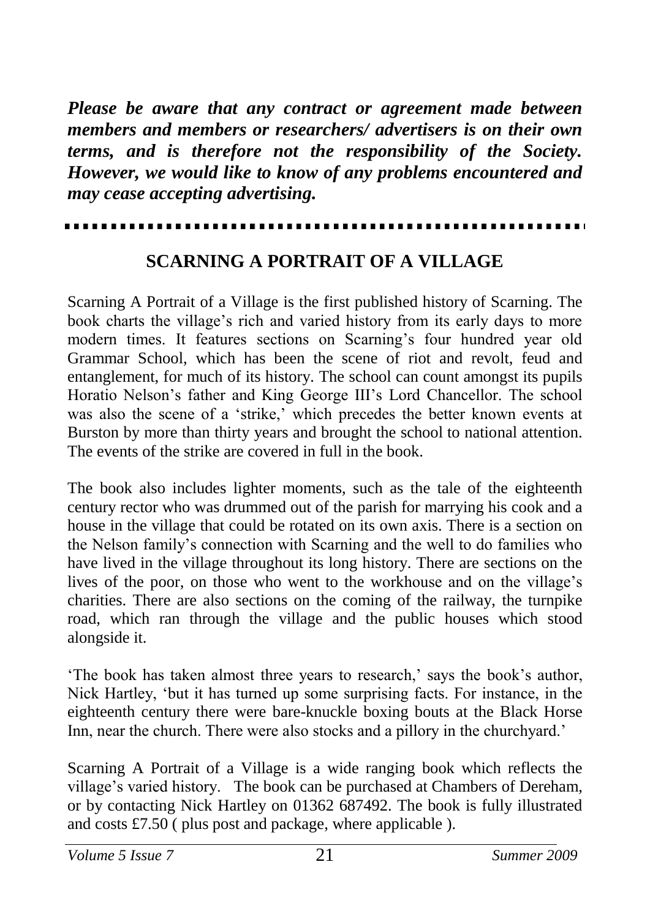***Please be aware that any contract or agreement made between members and members or researchers/ advertisers is on their own terms, and is therefore not the responsibility of the Society. However, we would like to know of any problems encountered and may cease accepting advertising.***

---

## SCARNING A PORTRAIT OF A VILLAGE

Scarning A Portrait of a Village is the first published history of Scarning. The book charts the village's rich and varied history from its early days to more modern times. It features sections on Scarning's four hundred year old Grammar School, which has been the scene of riot and revolt, feud and entanglement, for much of its history. The school can count amongst its pupils Horatio Nelson's father and King George III's Lord Chancellor. The school was also the scene of a 'strike,' which precedes the better known events at Burston by more than thirty years and brought the school to national attention. The events of the strike are covered in full in the book.

The book also includes lighter moments, such as the tale of the eighteenth century rector who was drummed out of the parish for marrying his cook and a house in the village that could be rotated on its own axis. There is a section on the Nelson family's connection with Scarning and the well to do families who have lived in the village throughout its long history. There are sections on the lives of the poor, on those who went to the workhouse and on the village's charities. There are also sections on the coming of the railway, the turnpike road, which ran through the village and the public houses which stood alongside it.

'The book has taken almost three years to research,' says the book's author, Nick Hartley, 'but it has turned up some surprising facts. For instance, in the eighteenth century there were bare-knuckle boxing bouts at the Black Horse Inn, near the church. There were also stocks and a pillory in the churchyard.'

Scarning A Portrait of a Village is a wide ranging book which reflects the village's varied history. The book can be purchased at Chambers of Dereham, or by contacting Nick Hartley on 01362 687492. The book is fully illustrated and costs £7.50 ( plus post and package, where applicable ).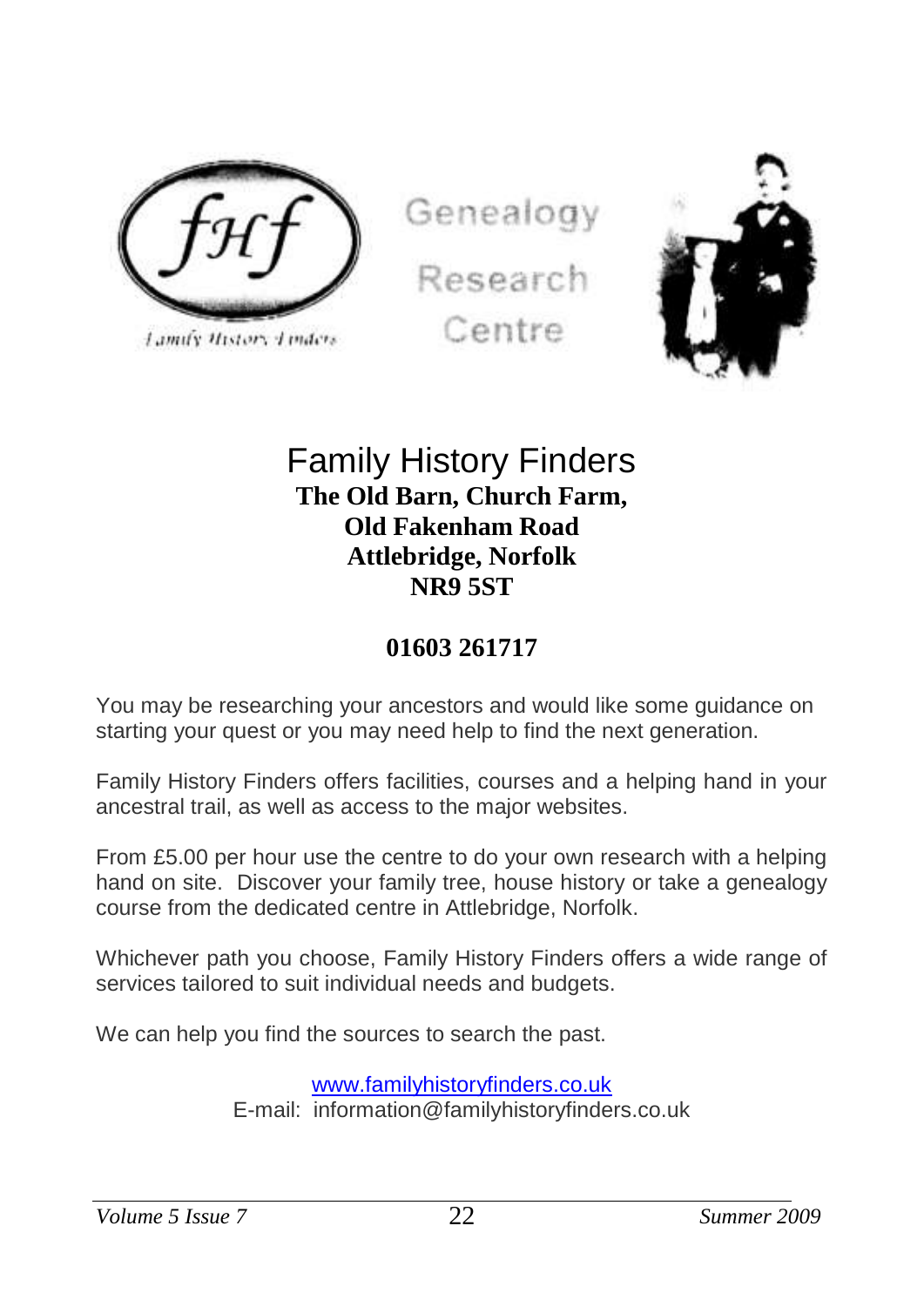Genealogy

Research

Centre

# Family History Finders

**The Old Barn, Church Farm,**
**Old Fakenham Road**
**Attlebridge, Norfolk**
**NR9 5ST**

**01603 261717**

You may be researching your ancestors and would like some guidance on starting your quest or you may need help to find the next generation.

Family History Finders offers facilities, courses and a helping hand in your ancestral trail, as well as access to the major websites.

From £5.00 per hour use the centre to do your own research with a helping hand on site. Discover your family tree, house history or take a genealogy course from the dedicated centre in Attlebridge, Norfolk.

Whichever path you choose, Family History Finders offers a wide range of services tailored to suit individual needs and budgets.

We can help you find the sources to search the past.

www.familyhistoryfinders.co.uk
E-mail: information@familyhistoryfinders.co.uk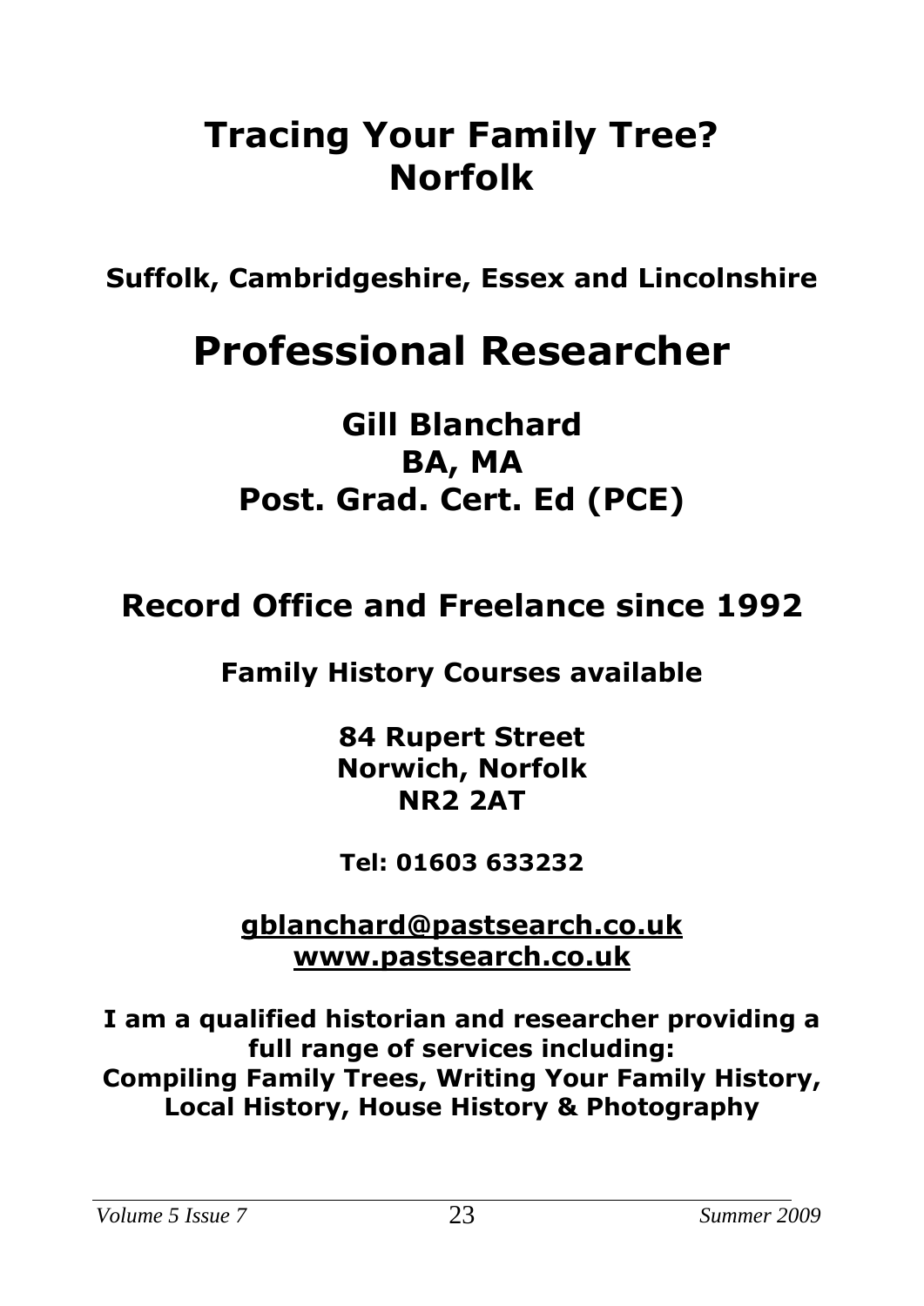# Tracing Your Family Tree? Norfolk

**Suffolk, Cambridgeshire, Essex and Lincolnshire**

# Professional Researcher

## Gill Blanchard
## BA, MA
## Post. Grad. Cert. Ed (PCE)

## Record Office and Freelance since 1992

**Family History Courses available**

**84 Rupert Street**
**Norwich, Norfolk**
**NR2 2AT**

**Tel: 01603 633232**

**gblanchard@pastsearch.co.uk**
**www.pastsearch.co.uk**

**I am a qualified historian and researcher providing a full range of services including:**
**Compiling Family Trees, Writing Your Family History, Local History, House History & Photography**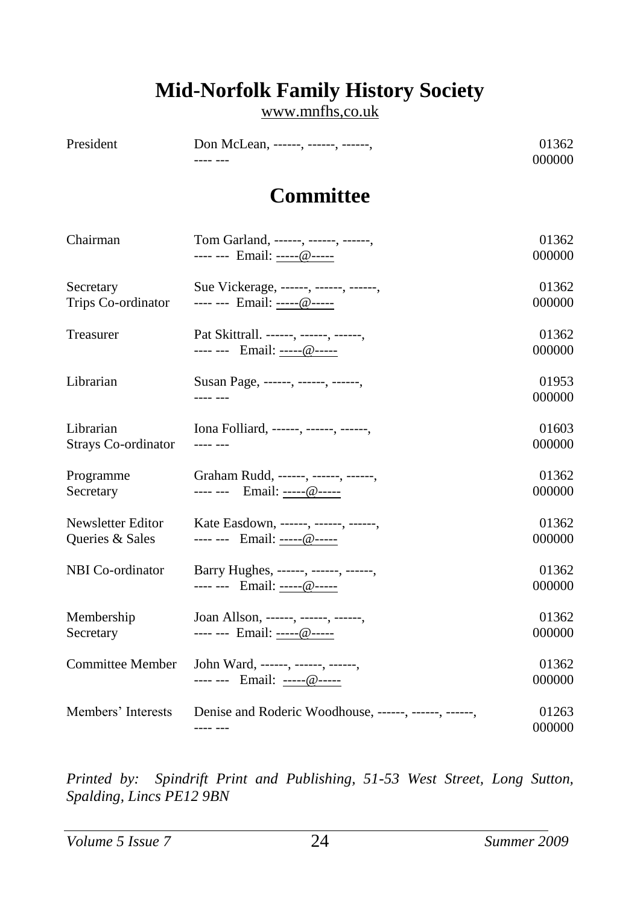# Mid-Norfolk Family History Society

www.mnfhs,co.uk

| | | |
|---|---|---|
| President | Don McLean, ------, ------, ------, ---- --- | 01362 000000 |

## Committee

| | | |
|---|---|---|
| Chairman | Tom Garland, ------, ------, ------, ---- --- Email: -----@----- | 01362 000000 |
| Secretary Trips Co-ordinator | Sue Vickerage, ------, ------, ------, ---- --- Email: -----@----- | 01362 000000 |
| Treasurer | Pat Skittrall. ------, ------, ------, ---- --- Email: -----@----- | 01362 000000 |
| Librarian | Susan Page, ------, ------, ------, ---- --- | 01953 000000 |
| Librarian Strays Co-ordinator | Iona Folliard, ------, ------, ------, ---- --- | 01603 000000 |
| Programme Secretary | Graham Rudd, ------, ------, ------, ---- --- Email: -----@----- | 01362 000000 |
| Newsletter Editor Queries & Sales | Kate Easdown, ------, ------, ------, ---- --- Email: -----@----- | 01362 000000 |
| NBI Co-ordinator | Barry Hughes, ------, ------, ------, ---- --- Email: -----@----- | 01362 000000 |
| Membership Secretary | Joan Allson, ------, ------, ------, ---- --- Email: -----@----- | 01362 000000 |
| Committee Member | John Ward, ------, ------, ------, ---- --- Email: -----@----- | 01362 000000 |
| Members' Interests | Denise and Roderic Woodhouse, ------, ------, ------, ---- --- | 01263 000000 |

*Printed by: Spindrift Print and Publishing, 51-53 West Street, Long Sutton, Spalding, Lincs PE12 9BN*